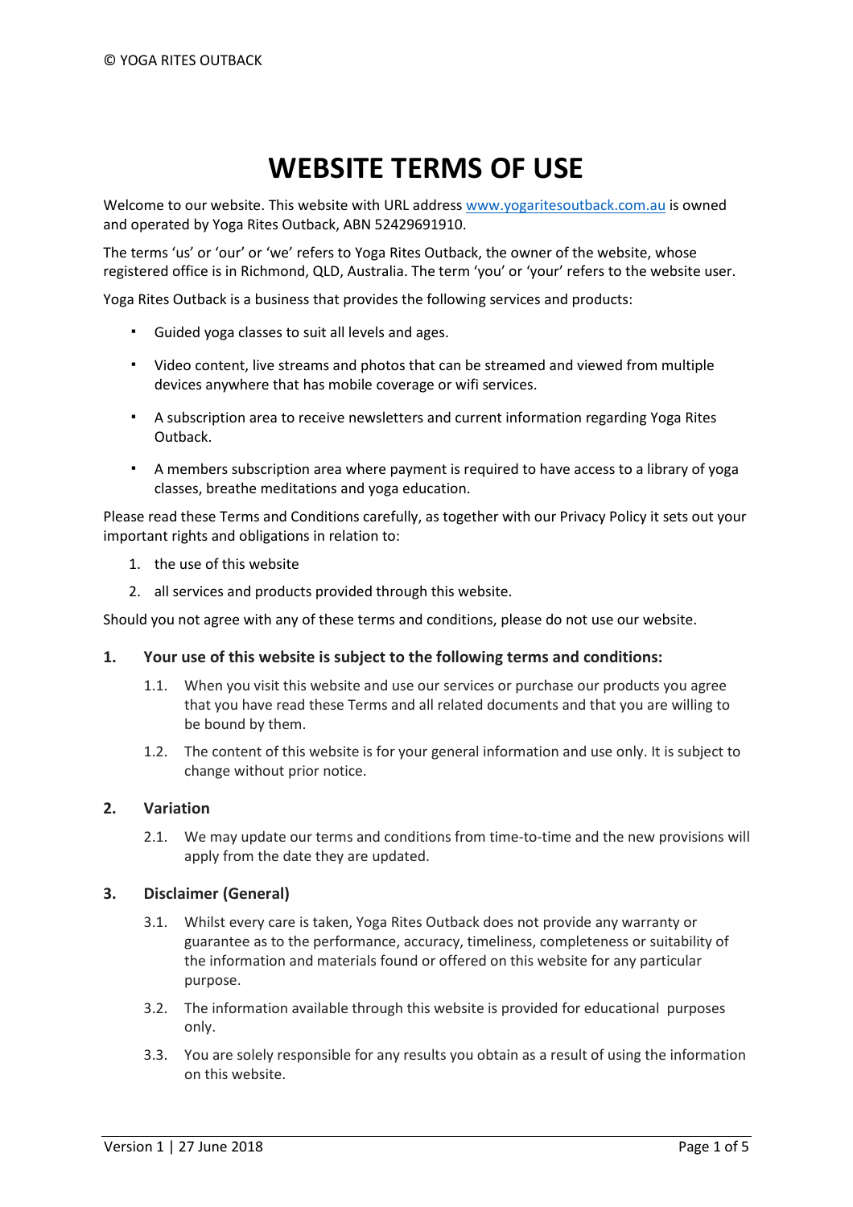# WEBSITE TERMS OF USE

Welcome to our website. This website with URL address www.yogaritesoutback.com.au is owned and operated by Yoga Rites Outback, ABN 52429691910.

The terms 'us' or 'our' or 'we' refers to Yoga Rites Outback, the owner of the website, whose registered office is in Richmond, QLD, Australia. The term 'you' or 'your' refers to the website user.

Yoga Rites Outback is a business that provides the following services and products:

- Guided yoga classes to suit all levels and ages.
- Video content, live streams and photos that can be streamed and viewed from multiple devices anywhere that has mobile coverage or wifi services.
- A subscription area to receive newsletters and current information regarding Yoga Rites Outback.
- A members subscription area where payment is required to have access to a library of yoga classes, breathe meditations and yoga education.

Please read these Terms and Conditions carefully, as together with our Privacy Policy it sets out your important rights and obligations in relation to:

1. the use of this website
2. all services and products provided through this website.

Should you not agree with any of these terms and conditions, please do not use our website.

### 1. Your use of this website is subject to the following terms and conditions:

1.1. When you visit this website and use our services or purchase our products you agree that you have read these Terms and all related documents and that you are willing to be bound by them.

1.2. The content of this website is for your general information and use only. It is subject to change without prior notice.

### 2. Variation

2.1. We may update our terms and conditions from time-to-time and the new provisions will apply from the date they are updated.

### 3. Disclaimer (General)

3.1. Whilst every care is taken, Yoga Rites Outback does not provide any warranty or guarantee as to the performance, accuracy, timeliness, completeness or suitability of the information and materials found or offered on this website for any particular purpose.

3.2. The information available through this website is provided for educational purposes only.

3.3. You are solely responsible for any results you obtain as a result of using the information on this website.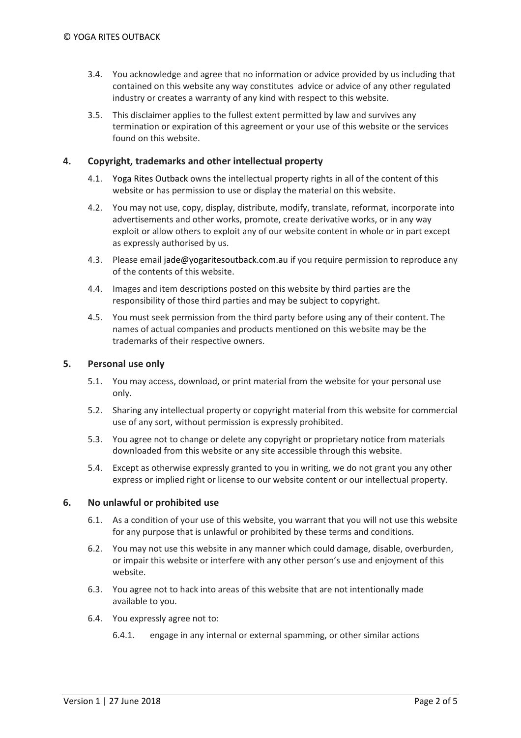3.4. You acknowledge and agree that no information or advice provided by us including that contained on this website any way constitutes advice or advice of any other regulated industry or creates a warranty of any kind with respect to this website.

3.5. This disclaimer applies to the fullest extent permitted by law and survives any termination or expiration of this agreement or your use of this website or the services found on this website.

## 4. Copyright, trademarks and other intellectual property

4.1. Yoga Rites Outback owns the intellectual property rights in all of the content of this website or has permission to use or display the material on this website.

4.2. You may not use, copy, display, distribute, modify, translate, reformat, incorporate into advertisements and other works, promote, create derivative works, or in any way exploit or allow others to exploit any of our website content in whole or in part except as expressly authorised by us.

4.3. Please email jade@yogaritesoutback.com.au if you require permission to reproduce any of the contents of this website.

4.4. Images and item descriptions posted on this website by third parties are the responsibility of those third parties and may be subject to copyright.

4.5. You must seek permission from the third party before using any of their content. The names of actual companies and products mentioned on this website may be the trademarks of their respective owners.

## 5. Personal use only

5.1. You may access, download, or print material from the website for your personal use only.

5.2. Sharing any intellectual property or copyright material from this website for commercial use of any sort, without permission is expressly prohibited.

5.3. You agree not to change or delete any copyright or proprietary notice from materials downloaded from this website or any site accessible through this website.

5.4. Except as otherwise expressly granted to you in writing, we do not grant you any other express or implied right or license to our website content or our intellectual property.

## 6. No unlawful or prohibited use

6.1. As a condition of your use of this website, you warrant that you will not use this website for any purpose that is unlawful or prohibited by these terms and conditions.

6.2. You may not use this website in any manner which could damage, disable, overburden, or impair this website or interfere with any other person's use and enjoyment of this website.

6.3. You agree not to hack into areas of this website that are not intentionally made available to you.

6.4. You expressly agree not to:

6.4.1. engage in any internal or external spamming, or other similar actions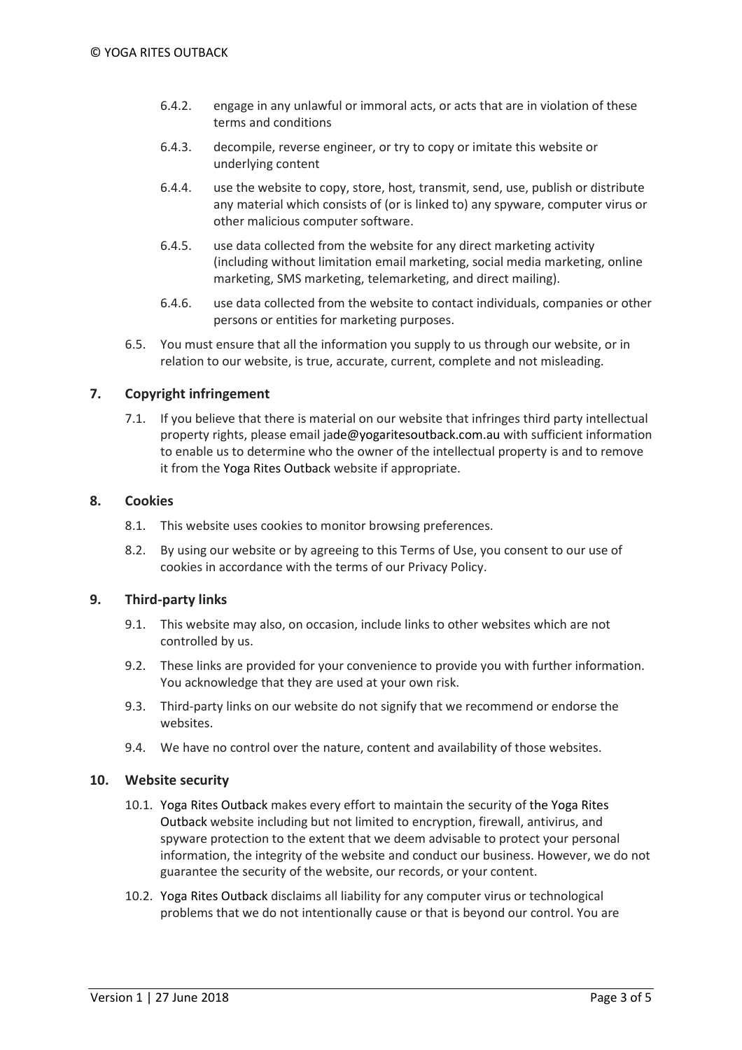6.4.2. engage in any unlawful or immoral acts, or acts that are in violation of these terms and conditions

6.4.3. decompile, reverse engineer, or try to copy or imitate this website or underlying content

6.4.4. use the website to copy, store, host, transmit, send, use, publish or distribute any material which consists of (or is linked to) any spyware, computer virus or other malicious computer software.

6.4.5. use data collected from the website for any direct marketing activity (including without limitation email marketing, social media marketing, online marketing, SMS marketing, telemarketing, and direct mailing).

6.4.6. use data collected from the website to contact individuals, companies or other persons or entities for marketing purposes.

6.5. You must ensure that all the information you supply to us through our website, or in relation to our website, is true, accurate, current, complete and not misleading.

## 7. Copyright infringement

7.1. If you believe that there is material on our website that infringes third party intellectual property rights, please email jade@yogaritesoutback.com.au with sufficient information to enable us to determine who the owner of the intellectual property is and to remove it from the Yoga Rites Outback website if appropriate.

## 8. Cookies

8.1. This website uses cookies to monitor browsing preferences.

8.2. By using our website or by agreeing to this Terms of Use, you consent to our use of cookies in accordance with the terms of our Privacy Policy.

## 9. Third-party links

9.1. This website may also, on occasion, include links to other websites which are not controlled by us.

9.2. These links are provided for your convenience to provide you with further information. You acknowledge that they are used at your own risk.

9.3. Third-party links on our website do not signify that we recommend or endorse the websites.

9.4. We have no control over the nature, content and availability of those websites.

## 10. Website security

10.1. Yoga Rites Outback makes every effort to maintain the security of the Yoga Rites Outback website including but not limited to encryption, firewall, antivirus, and spyware protection to the extent that we deem advisable to protect your personal information, the integrity of the website and conduct our business. However, we do not guarantee the security of the website, our records, or your content.

10.2. Yoga Rites Outback disclaims all liability for any computer virus or technological problems that we do not intentionally cause or that is beyond our control. You are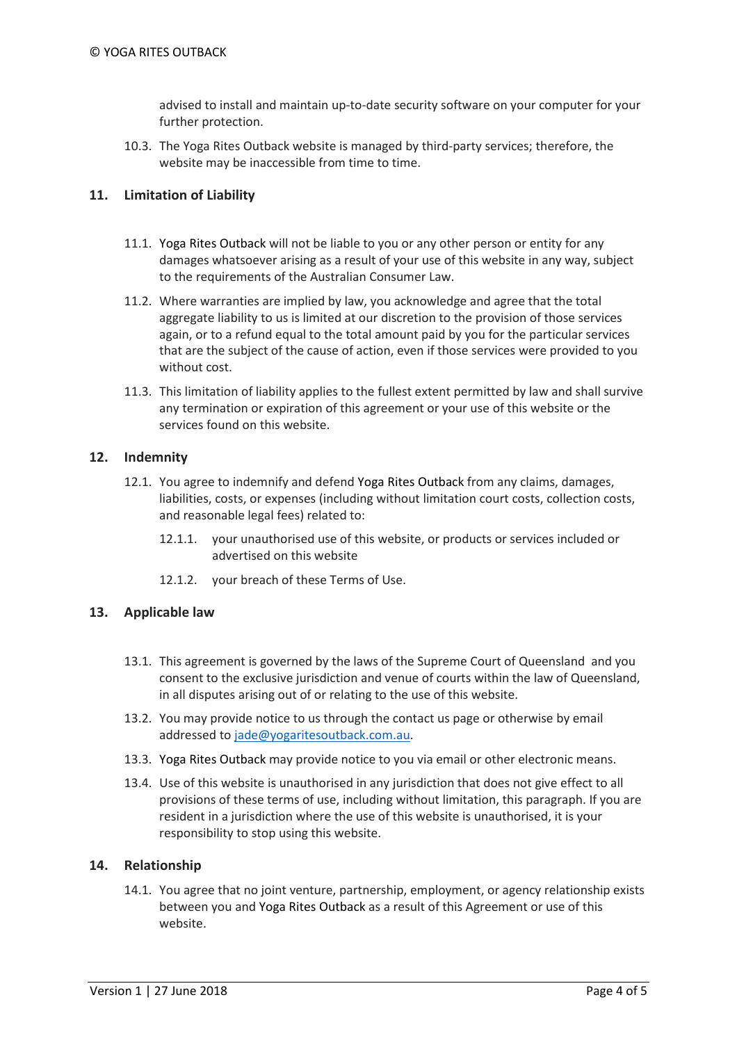advised to install and maintain up-to-date security software on your computer for your further protection.

10.3. The Yoga Rites Outback website is managed by third-party services; therefore, the website may be inaccessible from time to time.

## 11. Limitation of Liability

11.1. Yoga Rites Outback will not be liable to you or any other person or entity for any damages whatsoever arising as a result of your use of this website in any way, subject to the requirements of the Australian Consumer Law.

11.2. Where warranties are implied by law, you acknowledge and agree that the total aggregate liability to us is limited at our discretion to the provision of those services again, or to a refund equal to the total amount paid by you for the particular services that are the subject of the cause of action, even if those services were provided to you without cost.

11.3. This limitation of liability applies to the fullest extent permitted by law and shall survive any termination or expiration of this agreement or your use of this website or the services found on this website.

## 12. Indemnity

12.1. You agree to indemnify and defend Yoga Rites Outback from any claims, damages, liabilities, costs, or expenses (including without limitation court costs, collection costs, and reasonable legal fees) related to:

12.1.1. your unauthorised use of this website, or products or services included or advertised on this website

12.1.2. your breach of these Terms of Use.

## 13. Applicable law

13.1. This agreement is governed by the laws of the Supreme Court of Queensland and you consent to the exclusive jurisdiction and venue of courts within the law of Queensland, in all disputes arising out of or relating to the use of this website.

13.2. You may provide notice to us through the contact us page or otherwise by email addressed to jade@yogaritesoutback.com.au.

13.3. Yoga Rites Outback may provide notice to you via email or other electronic means.

13.4. Use of this website is unauthorised in any jurisdiction that does not give effect to all provisions of these terms of use, including without limitation, this paragraph. If you are resident in a jurisdiction where the use of this website is unauthorised, it is your responsibility to stop using this website.

## 14. Relationship

14.1. You agree that no joint venture, partnership, employment, or agency relationship exists between you and Yoga Rites Outback as a result of this Agreement or use of this website.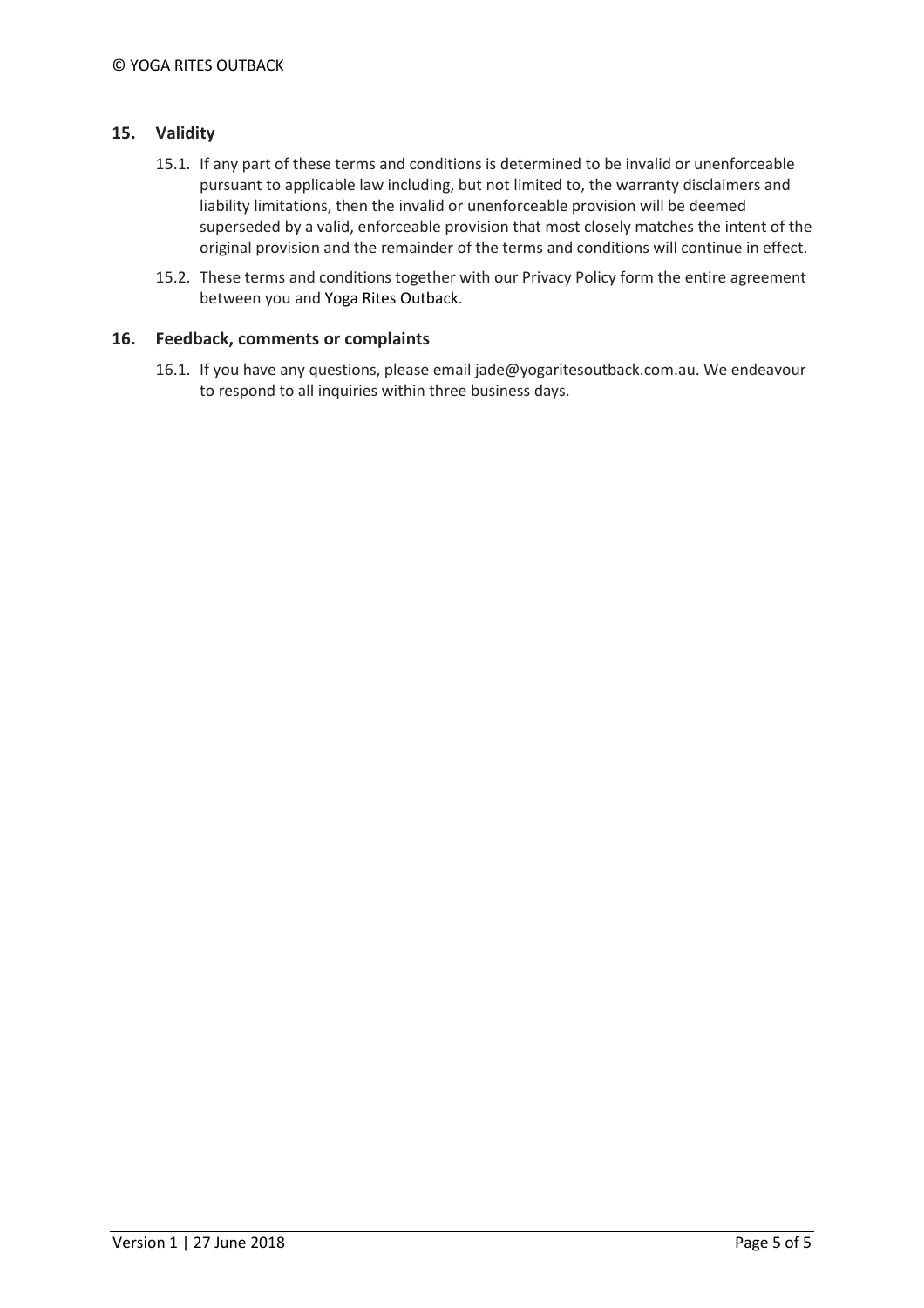## 15. Validity

15.1. If any part of these terms and conditions is determined to be invalid or unenforceable pursuant to applicable law including, but not limited to, the warranty disclaimers and liability limitations, then the invalid or unenforceable provision will be deemed superseded by a valid, enforceable provision that most closely matches the intent of the original provision and the remainder of the terms and conditions will continue in effect.

15.2. These terms and conditions together with our Privacy Policy form the entire agreement between you and Yoga Rites Outback.

## 16. Feedback, comments or complaints

16.1. If you have any questions, please email jade@yogaritesoutback.com.au. We endeavour to respond to all inquiries within three business days.